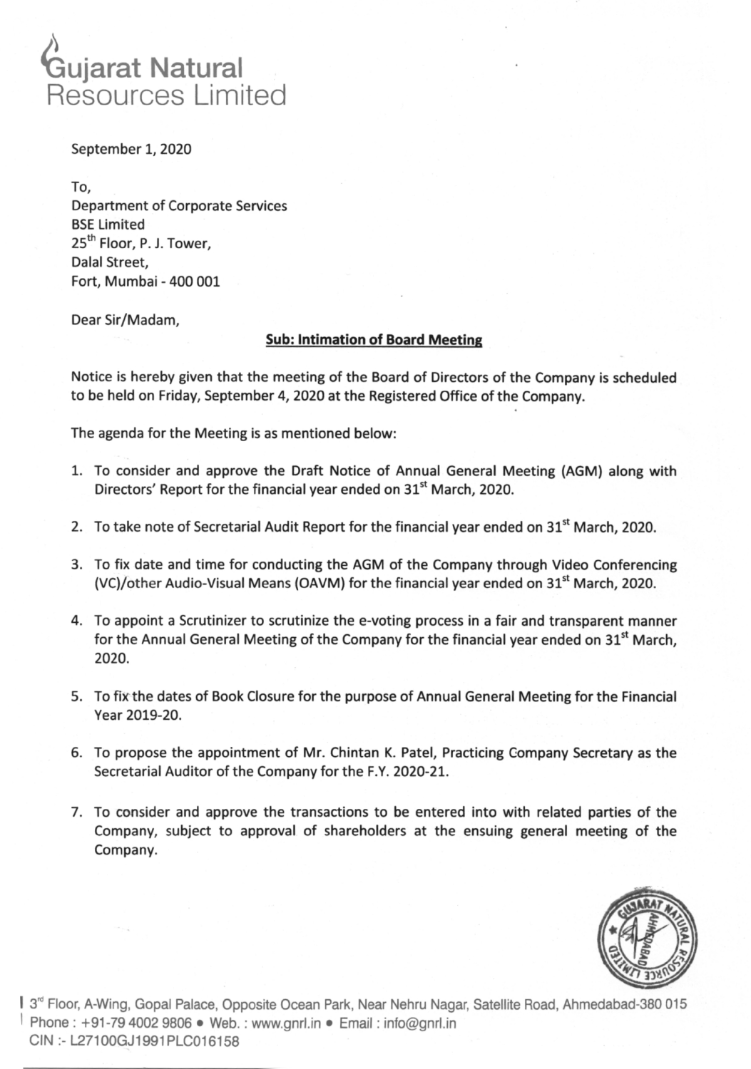# Gujarat Natural Resources Limited

September 1, 2020

To,
Department of Corporate Services
BSE Limited
25th Floor, P. J. Tower,
Dalal Street,
Fort, Mumbai - 400 001

Dear Sir/Madam,

**Sub: Intimation of Board Meeting**

Notice is hereby given that the meeting of the Board of Directors of the Company is scheduled to be held on Friday, September 4, 2020 at the Registered Office of the Company.

The agenda for the Meeting is as mentioned below:

1. To consider and approve the Draft Notice of Annual General Meeting (AGM) along with Directors' Report for the financial year ended on 31st March, 2020.

2. To take note of Secretarial Audit Report for the financial year ended on 31st March, 2020.

3. To fix date and time for conducting the AGM of the Company through Video Conferencing (VC)/other Audio-Visual Means (OAVM) for the financial year ended on 31st March, 2020.

4. To appoint a Scrutinizer to scrutinize the e-voting process in a fair and transparent manner for the Annual General Meeting of the Company for the financial year ended on 31st March, 2020.

5. To fix the dates of Book Closure for the purpose of Annual General Meeting for the Financial Year 2019-20.

6. To propose the appointment of Mr. Chintan K. Patel, Practicing Company Secretary as the Secretarial Auditor of the Company for the F.Y. 2020-21.

7. To consider and approve the transactions to be entered into with related parties of the Company, subject to approval of shareholders at the ensuing general meeting of the Company.

3rd Floor, A-Wing, Gopal Palace, Opposite Ocean Park, Near Nehru Nagar, Satellite Road, Ahmedabad-380 015
Phone : +91-79 4002 9806 • Web. : www.gnrl.in • Email : info@gnrl.in
CIN :- L27100GJ1991PLC016158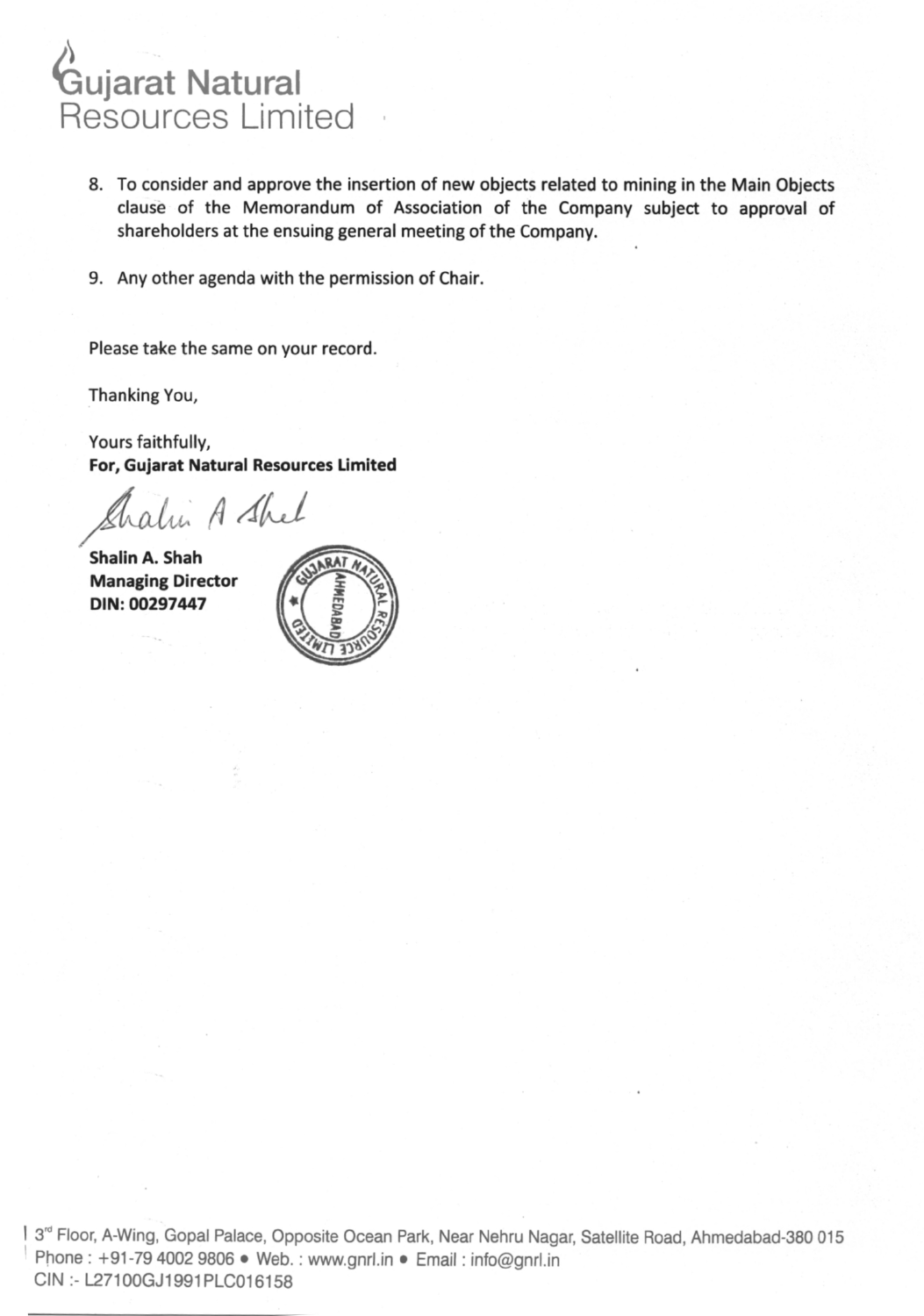8. To consider and approve the insertion of new objects related to mining in the Main Objects clause of the Memorandum of Association of the Company subject to approval of shareholders at the ensuing general meeting of the Company.

9. Any other agenda with the permission of Chair.

Please take the same on your record.

Thanking You,

Yours faithfully,
**For, Gujarat Natural Resources Limited**

**Shalin A. Shah**
**Managing Director**
**DIN: 00297447**

3rd Floor, A-Wing, Gopal Palace, Opposite Ocean Park, Near Nehru Nagar, Satellite Road, Ahmedabad-380 015
Phone : +91-79 4002 9806 • Web. : www.gnrl.in • Email : info@gnrl.in
CIN :- L27100GJ1991PLC016158